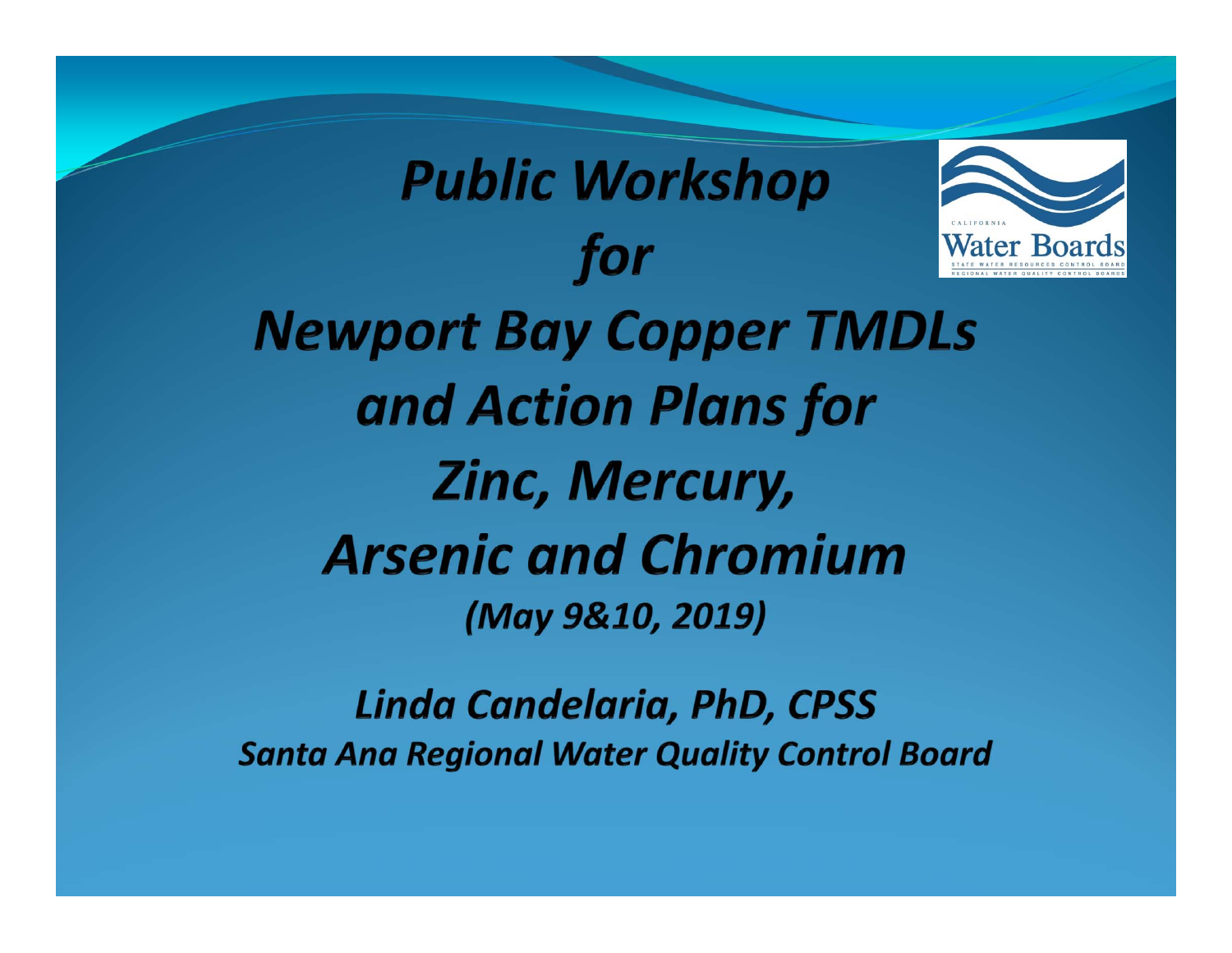# *Public Workshop for Newport Bay Copper TMDLs and Action Plans for Zinc, Mercury, Arsenic and Chromium*

***(May 9&10, 2019)***

***Linda Candelaria, PhD, CPSS***

***Santa Ana Regional Water Quality Control Board***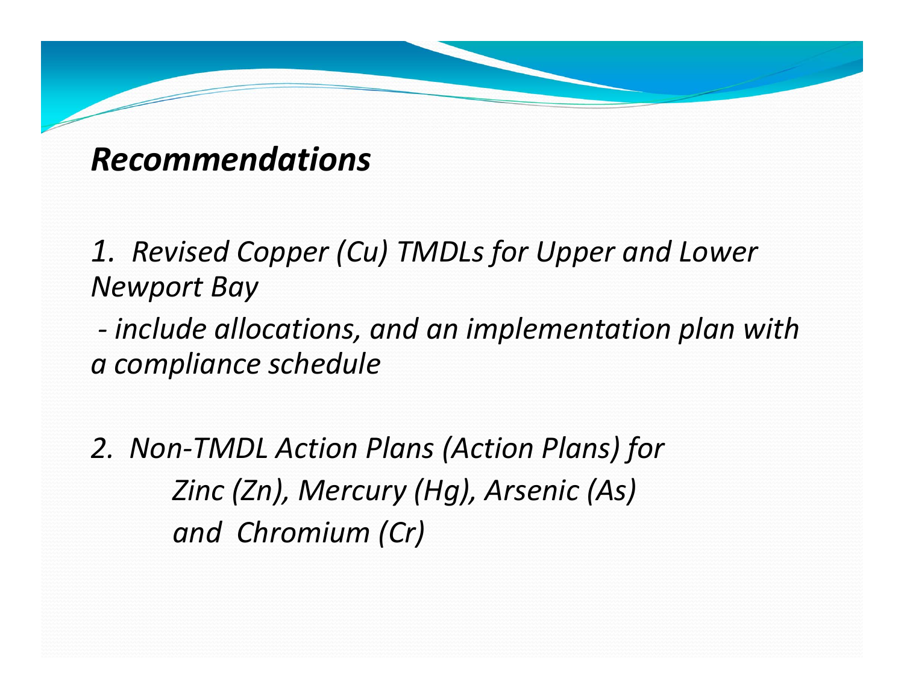## *Recommendations*

*1. Revised Copper (Cu) TMDLs for Upper and Lower Newport Bay*

*- include allocations, and an implementation plan with a compliance schedule*

*2. Non-TMDL Action Plans (Action Plans) for*
*Zinc (Zn), Mercury (Hg), Arsenic (As)*
*and Chromium (Cr)*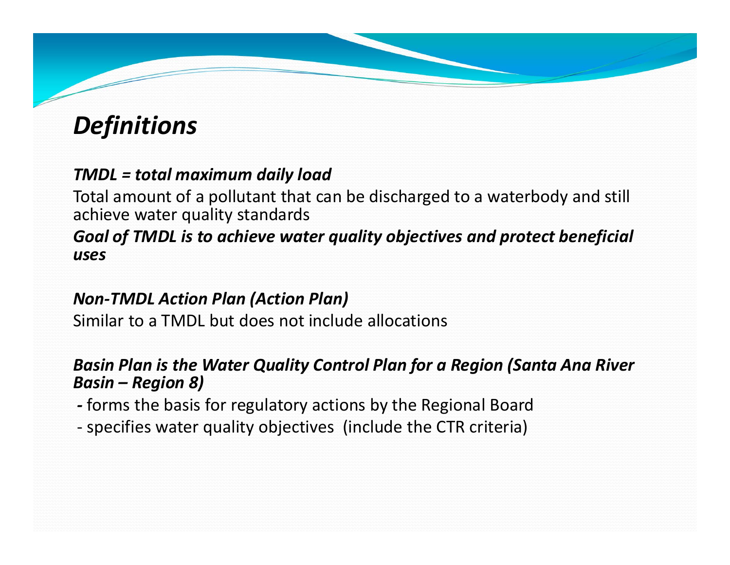# *Definitions*

***TMDL = total maximum daily load***

Total amount of a pollutant that can be discharged to a waterbody and still achieve water quality standards

***Goal of TMDL is to achieve water quality objectives and protect beneficial uses***

***Non-TMDL Action Plan (Action Plan)***

Similar to a TMDL but does not include allocations

***Basin Plan is the Water Quality Control Plan for a Region (Santa Ana River Basin – Region 8)***

- forms the basis for regulatory actions by the Regional Board
- specifies water quality objectives (include the CTR criteria)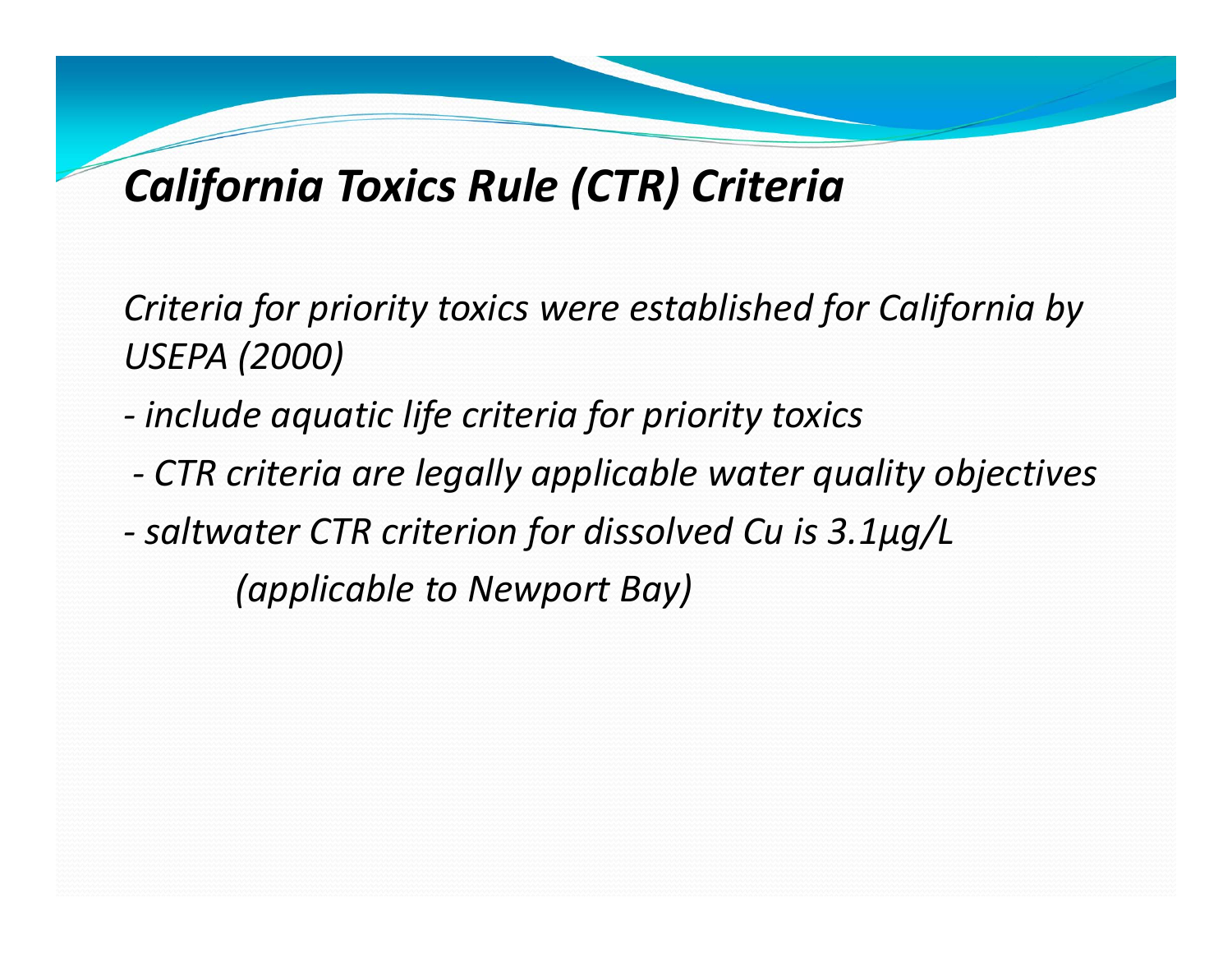# *California Toxics Rule (CTR) Criteria*

*Criteria for priority toxics were established for California by USEPA (2000)*

- *include aquatic life criteria for priority toxics*
- *CTR criteria are legally applicable water quality objectives*
- *saltwater CTR criterion for dissolved Cu is 3.1µg/L*

    *(applicable to Newport Bay)*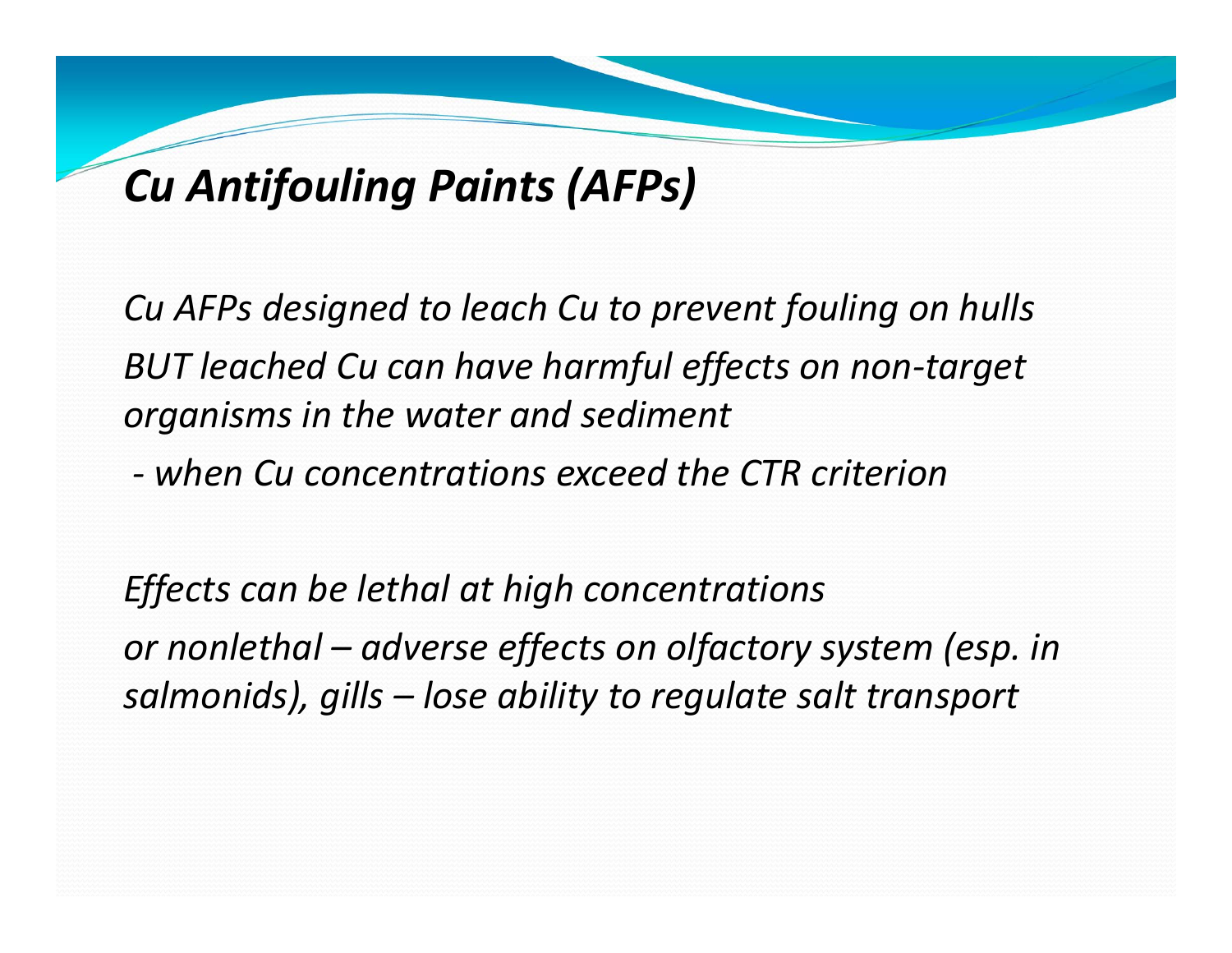# *Cu Antifouling Paints (AFPs)*

*Cu AFPs designed to leach Cu to prevent fouling on hulls*

*BUT leached Cu can have harmful effects on non-target organisms in the water and sediment*

*- when Cu concentrations exceed the CTR criterion*

*Effects can be lethal at high concentrations*

*or nonlethal – adverse effects on olfactory system (esp. in salmonids), gills – lose ability to regulate salt transport*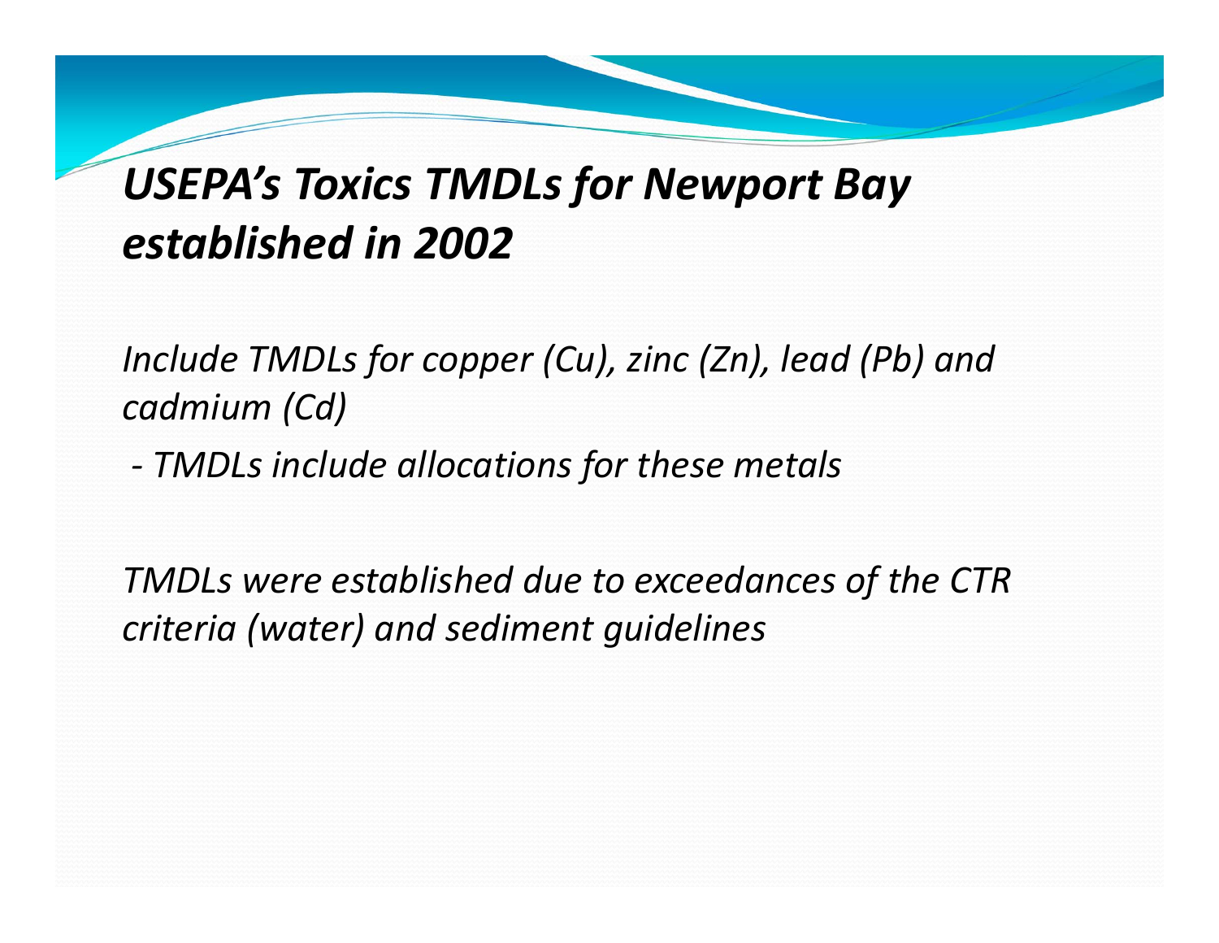# *USEPA's Toxics TMDLs for Newport Bay established in 2002*

*Include TMDLs for copper (Cu), zinc (Zn), lead (Pb) and cadmium (Cd)*

*- TMDLs include allocations for these metals*

*TMDLs were established due to exceedances of the CTR criteria (water) and sediment guidelines*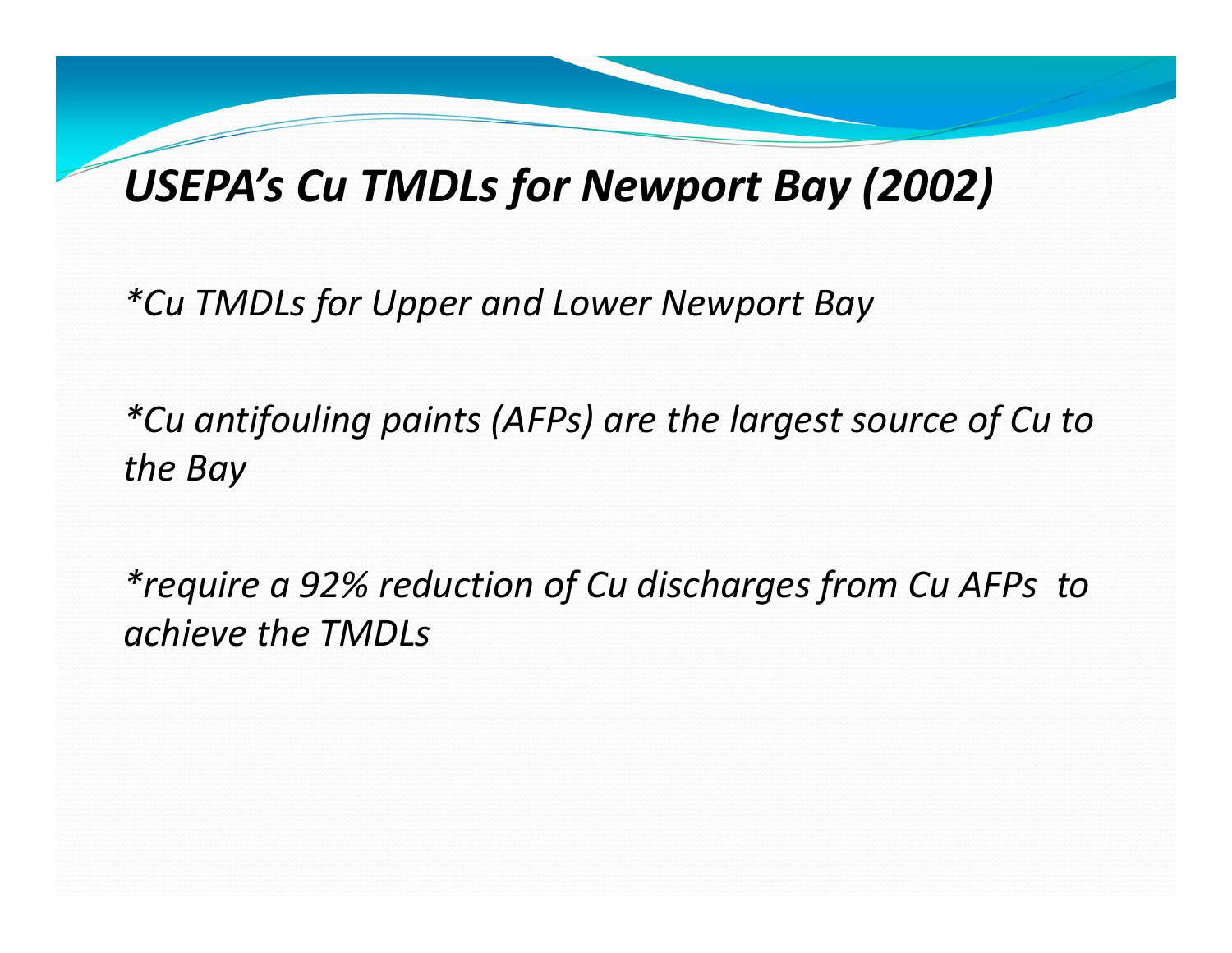# *USEPA's Cu TMDLs for Newport Bay (2002)*

*\*Cu TMDLs for Upper and Lower Newport Bay*

*\*Cu antifouling paints (AFPs) are the largest source of Cu to the Bay*

*\*require a 92% reduction of Cu discharges from Cu AFPs to achieve the TMDLs*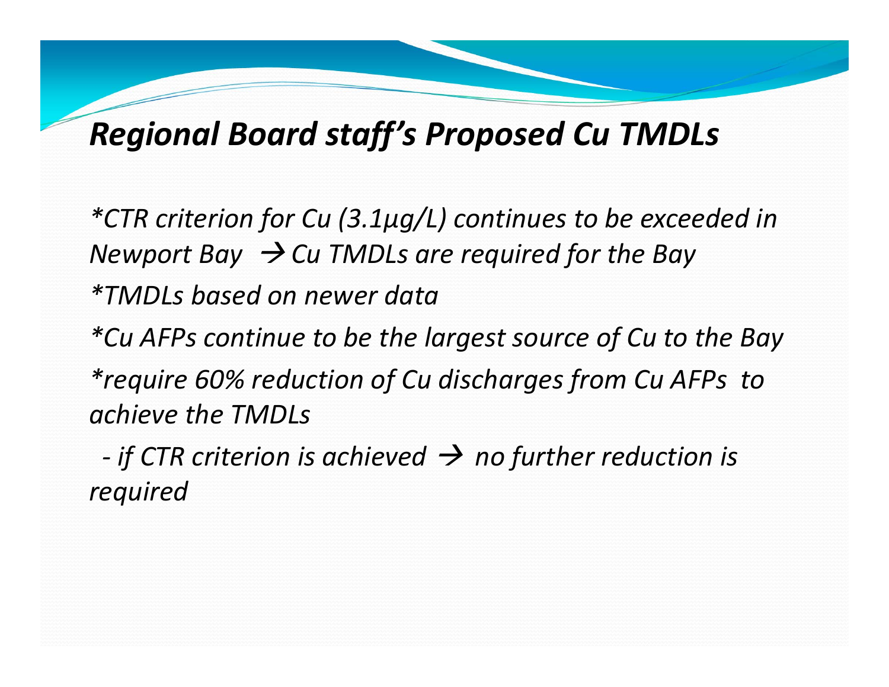## *Regional Board staff's Proposed Cu TMDLs*

*\*CTR criterion for Cu (3.1µg/L) continues to be exceeded in Newport Bay → Cu TMDLs are required for the Bay*

*\*TMDLs based on newer data*

*\*Cu AFPs continue to be the largest source of Cu to the Bay*

*\*require 60% reduction of Cu discharges from Cu AFPs to achieve the TMDLs*

*- if CTR criterion is achieved → no further reduction is required*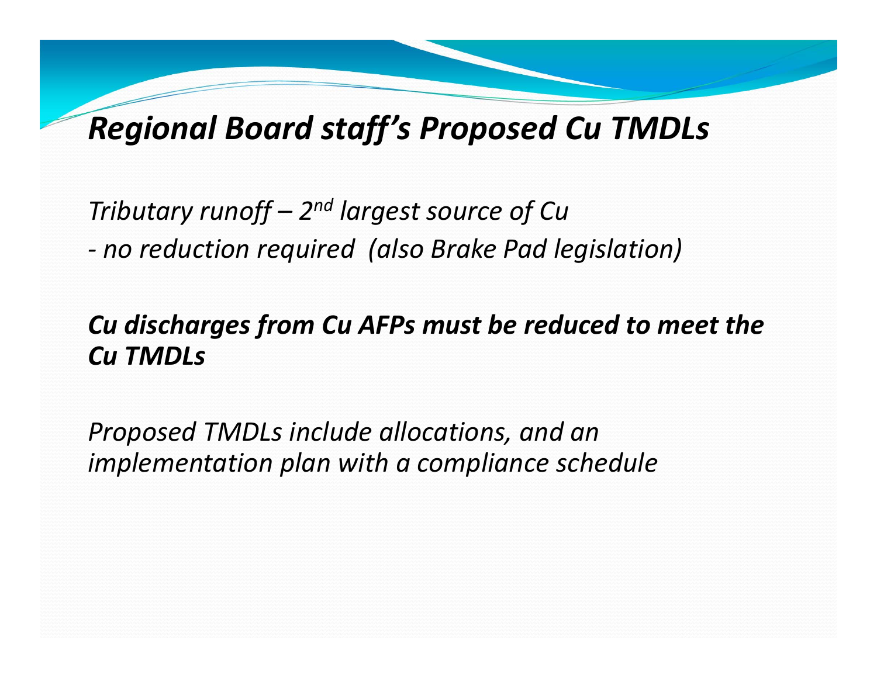# *Regional Board staff's Proposed Cu TMDLs*

*Tributary runoff – 2nd largest source of Cu*

*- no reduction required (also Brake Pad legislation)*

***Cu discharges from Cu AFPs must be reduced to meet the Cu TMDLs***

*Proposed TMDLs include allocations, and an implementation plan with a compliance schedule*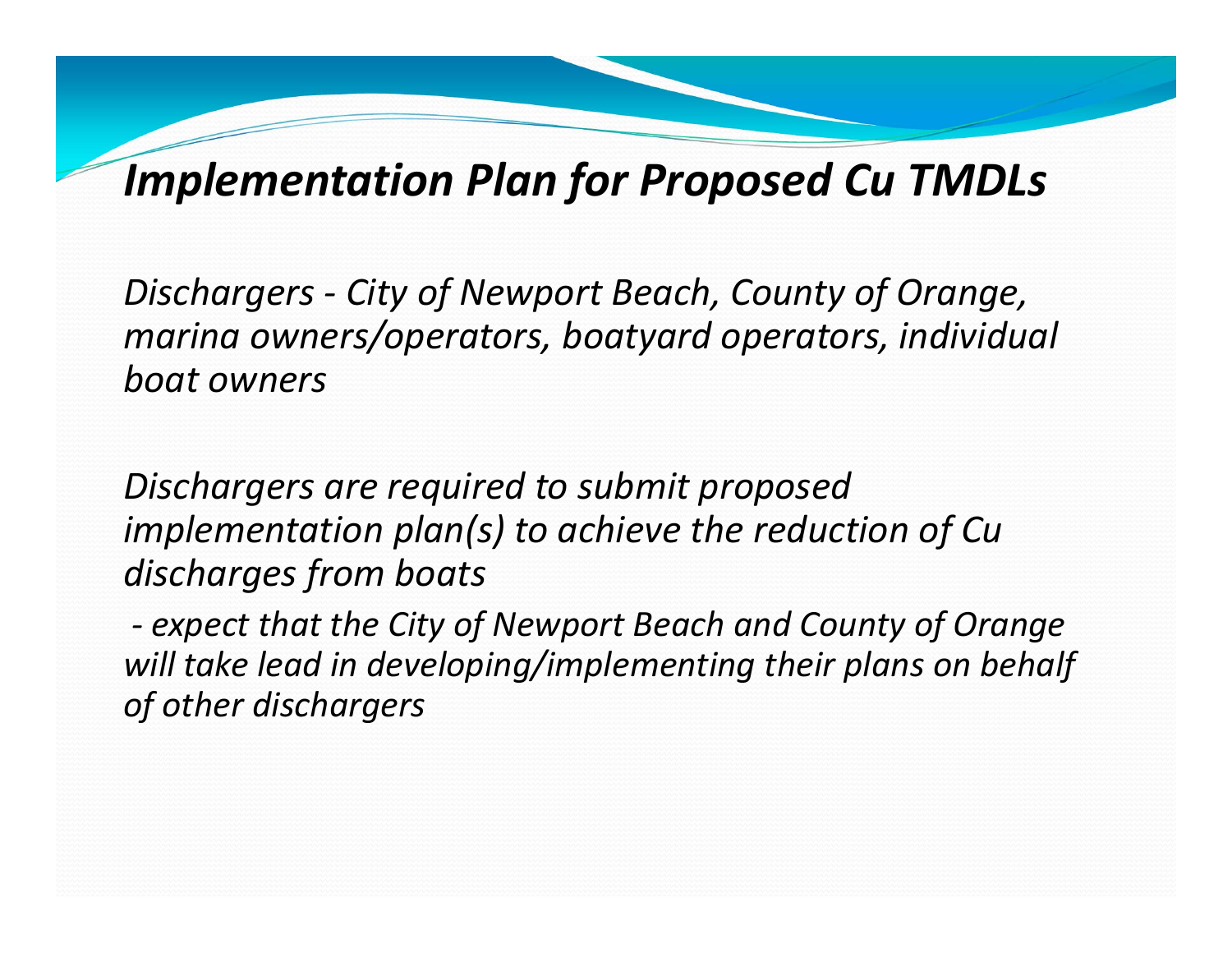# *Implementation Plan for Proposed Cu TMDLs*

*Dischargers - City of Newport Beach, County of Orange, marina owners/operators, boatyard operators, individual boat owners*

*Dischargers are required to submit proposed implementation plan(s) to achieve the reduction of Cu discharges from boats*

*- expect that the City of Newport Beach and County of Orange will take lead in developing/implementing their plans on behalf of other dischargers*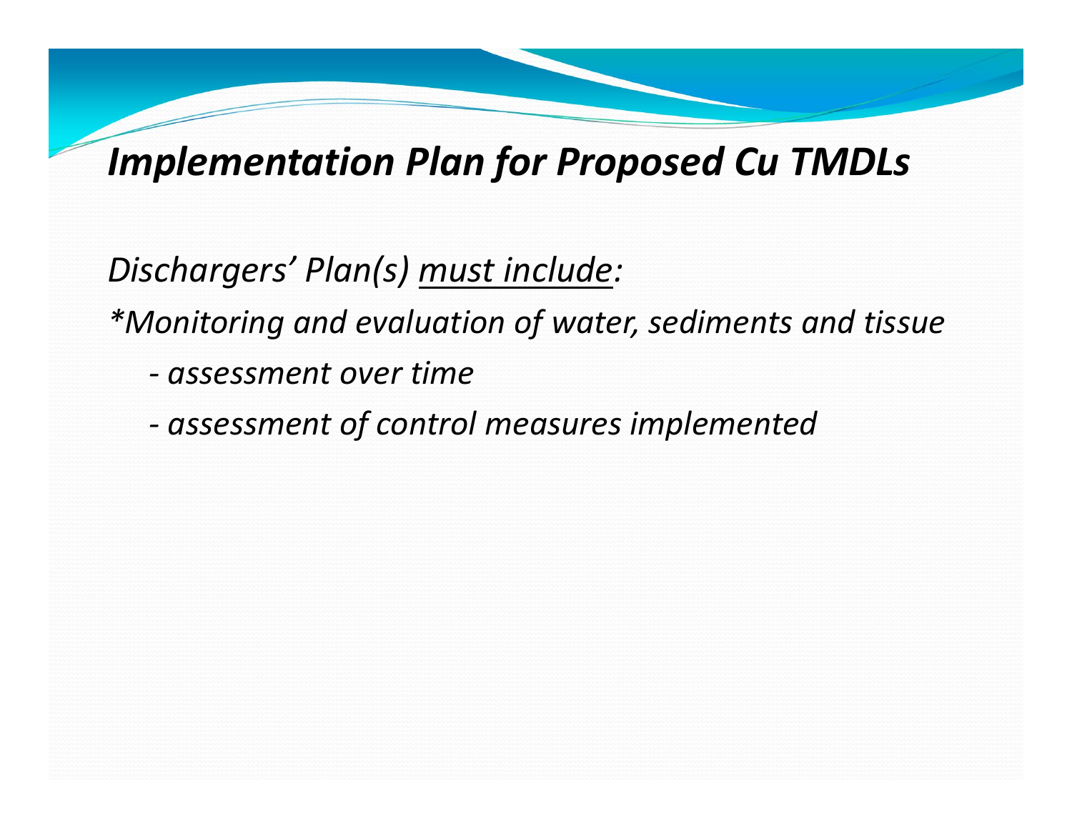# *Implementation Plan for Proposed Cu TMDLs*

*Dischargers' Plan(s) <u>must include</u>:*

*\*Monitoring and evaluation of water, sediments and tissue*

- *assessment over time*
- *assessment of control measures implemented*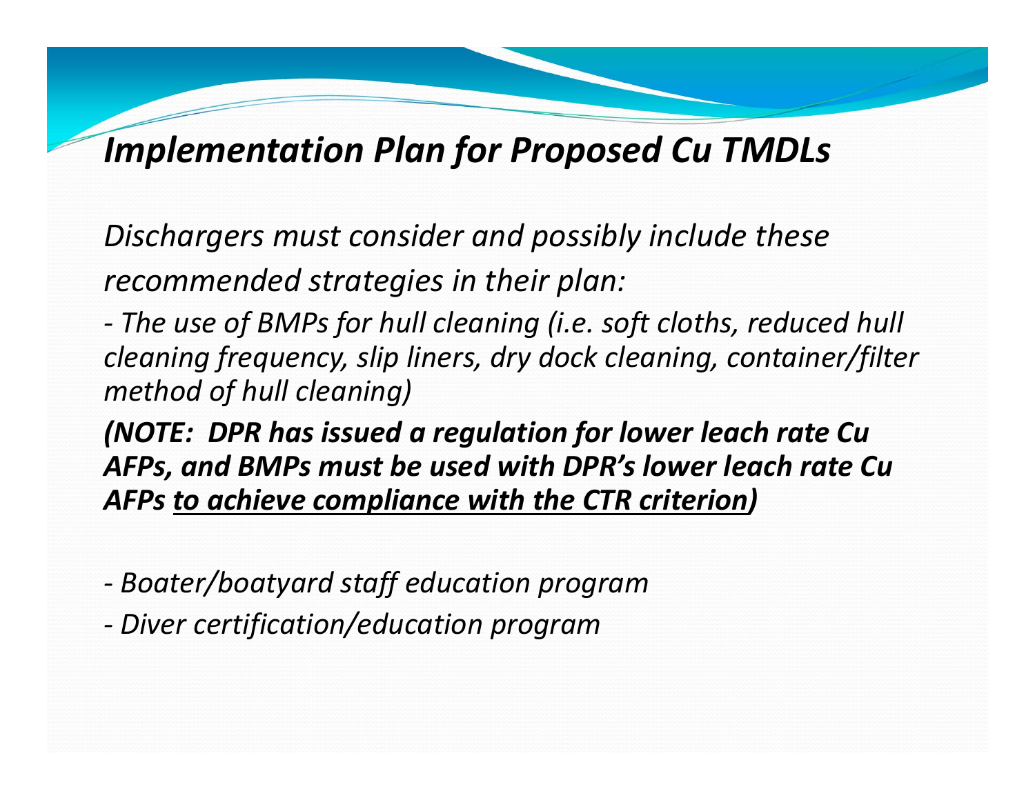# *Implementation Plan for Proposed Cu TMDLs*

*Dischargers must consider and possibly include these recommended strategies in their plan:*

*- The use of BMPs for hull cleaning (i.e. soft cloths, reduced hull cleaning frequency, slip liners, dry dock cleaning, container/filter method of hull cleaning)*

***(NOTE: DPR has issued a regulation for lower leach rate Cu AFPs, and BMPs must be used with DPR's lower leach rate Cu AFPs <u>to achieve compliance with the CTR criterion</u>)***

*- Boater/boatyard staff education program*

*- Diver certification/education program*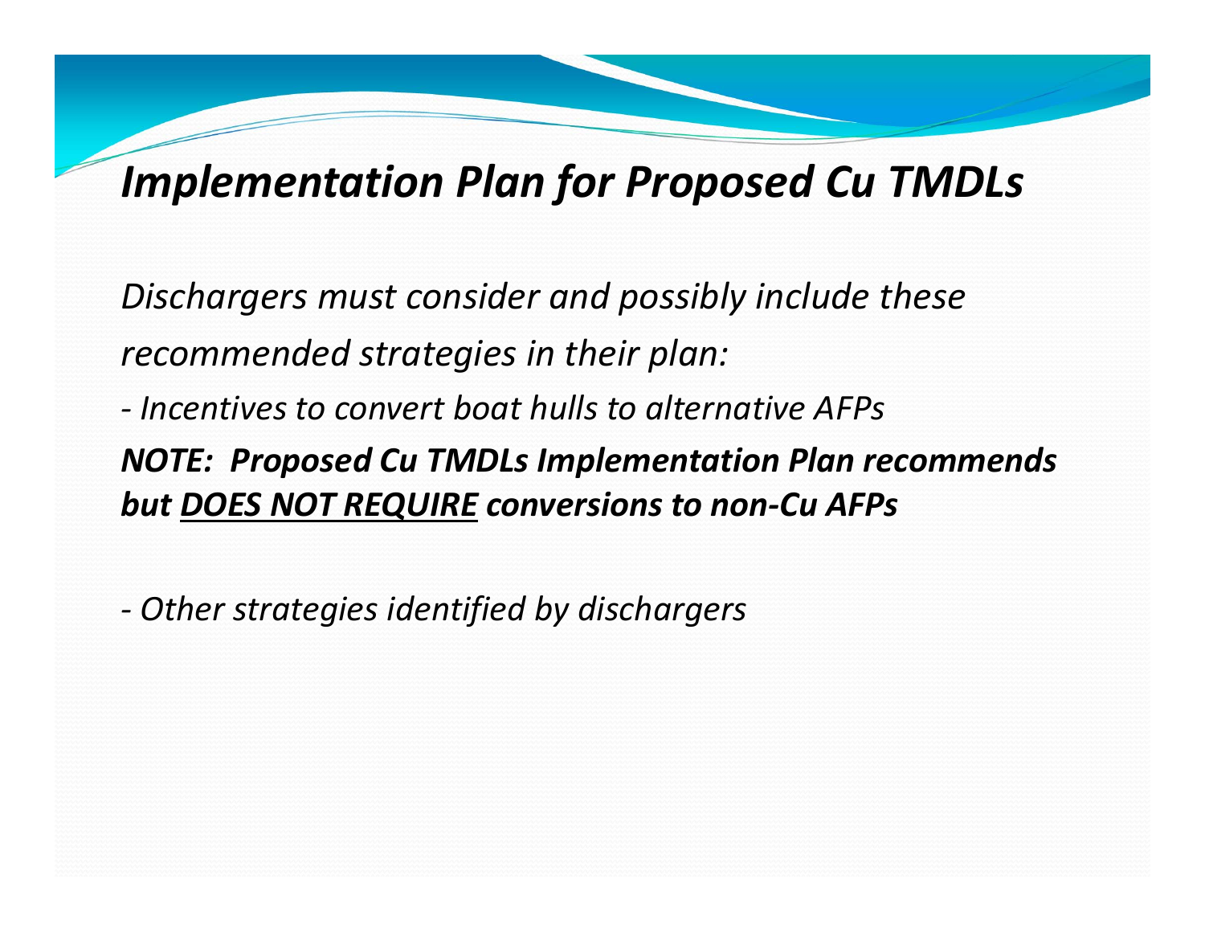# *Implementation Plan for Proposed Cu TMDLs*

*Dischargers must consider and possibly include these recommended strategies in their plan:*

*- Incentives to convert boat hulls to alternative AFPs*

***NOTE: Proposed Cu TMDLs Implementation Plan recommends but <u>DOES NOT REQUIRE</u> conversions to non-Cu AFPs***

*- Other strategies identified by dischargers*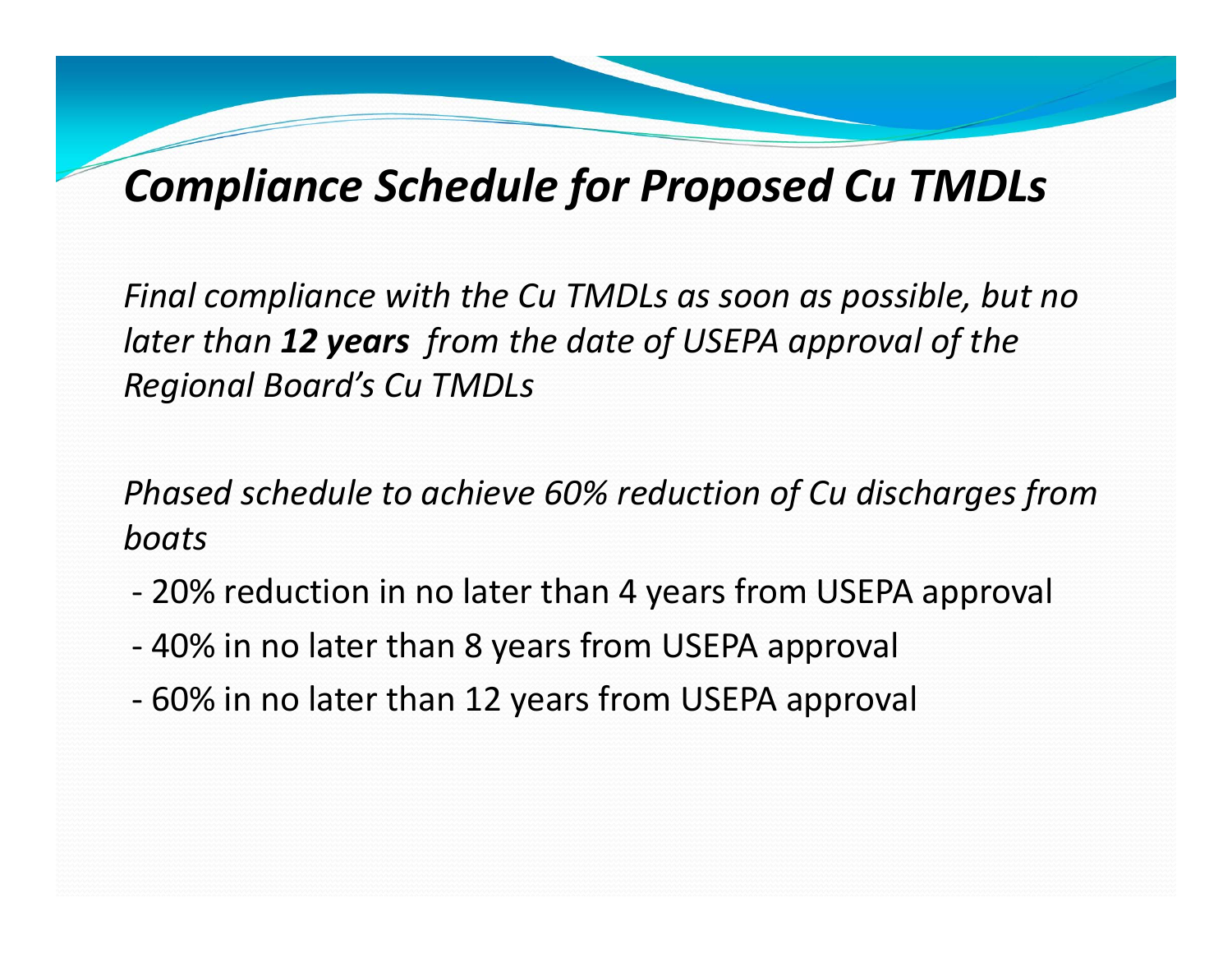# *Compliance Schedule for Proposed Cu TMDLs*

*Final compliance with the Cu TMDLs as soon as possible, but no later than **12 years** from the date of USEPA approval of the Regional Board's Cu TMDLs*

*Phased schedule to achieve 60% reduction of Cu discharges from boats*

- 20% reduction in no later than 4 years from USEPA approval
- 40% in no later than 8 years from USEPA approval
- 60% in no later than 12 years from USEPA approval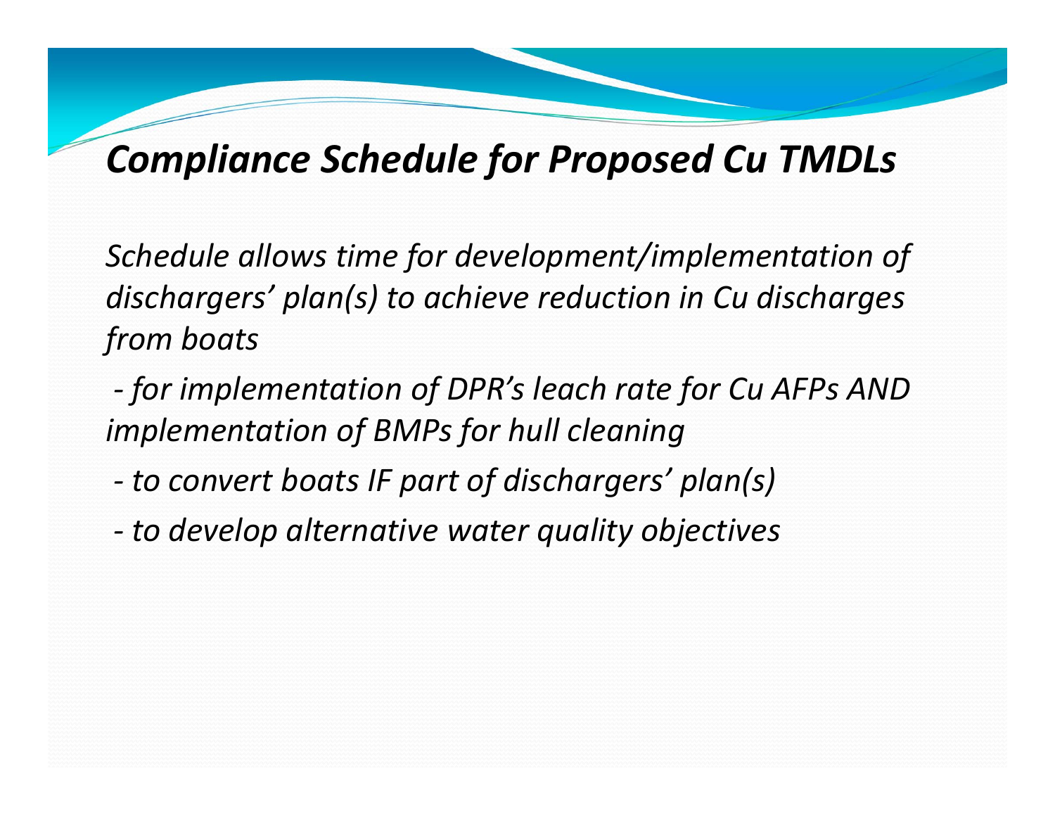# *Compliance Schedule for Proposed Cu TMDLs*

*Schedule allows time for development/implementation of dischargers' plan(s) to achieve reduction in Cu discharges from boats*

- *for implementation of DPR's leach rate for Cu AFPs AND implementation of BMPs for hull cleaning*
- *to convert boats IF part of dischargers' plan(s)*
- *to develop alternative water quality objectives*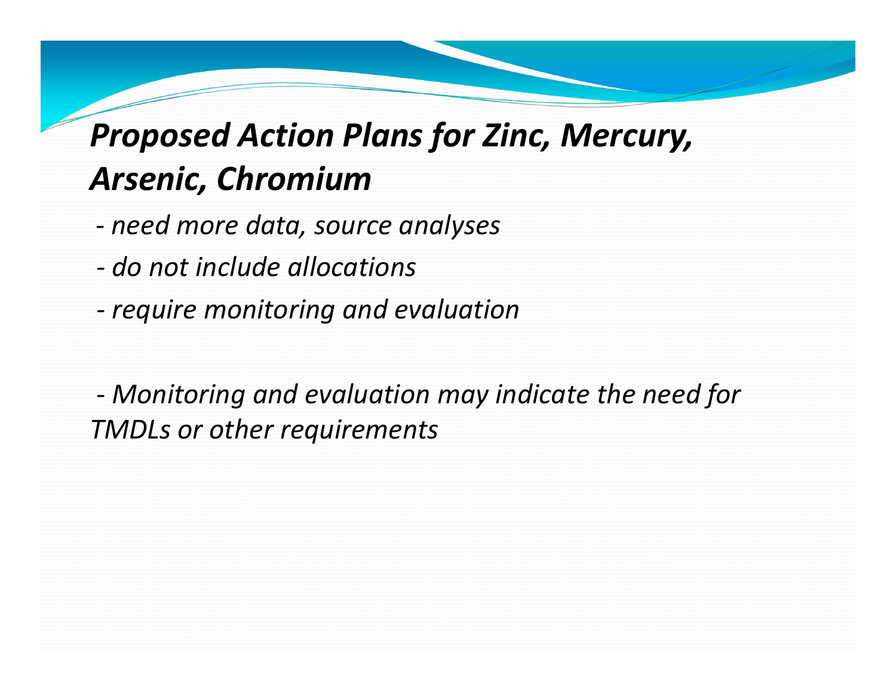# *Proposed Action Plans for Zinc, Mercury, Arsenic, Chromium*

*- need more data, source analyses*

*- do not include allocations*

*- require monitoring and evaluation*

*- Monitoring and evaluation may indicate the need for TMDLs or other requirements*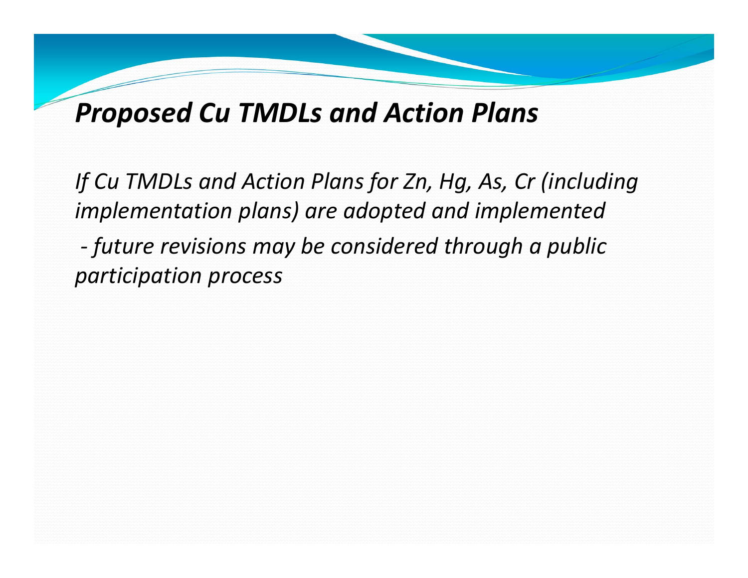# *Proposed Cu TMDLs and Action Plans*

*If Cu TMDLs and Action Plans for Zn, Hg, As, Cr (including implementation plans) are adopted and implemented*

*- future revisions may be considered through a public participation process*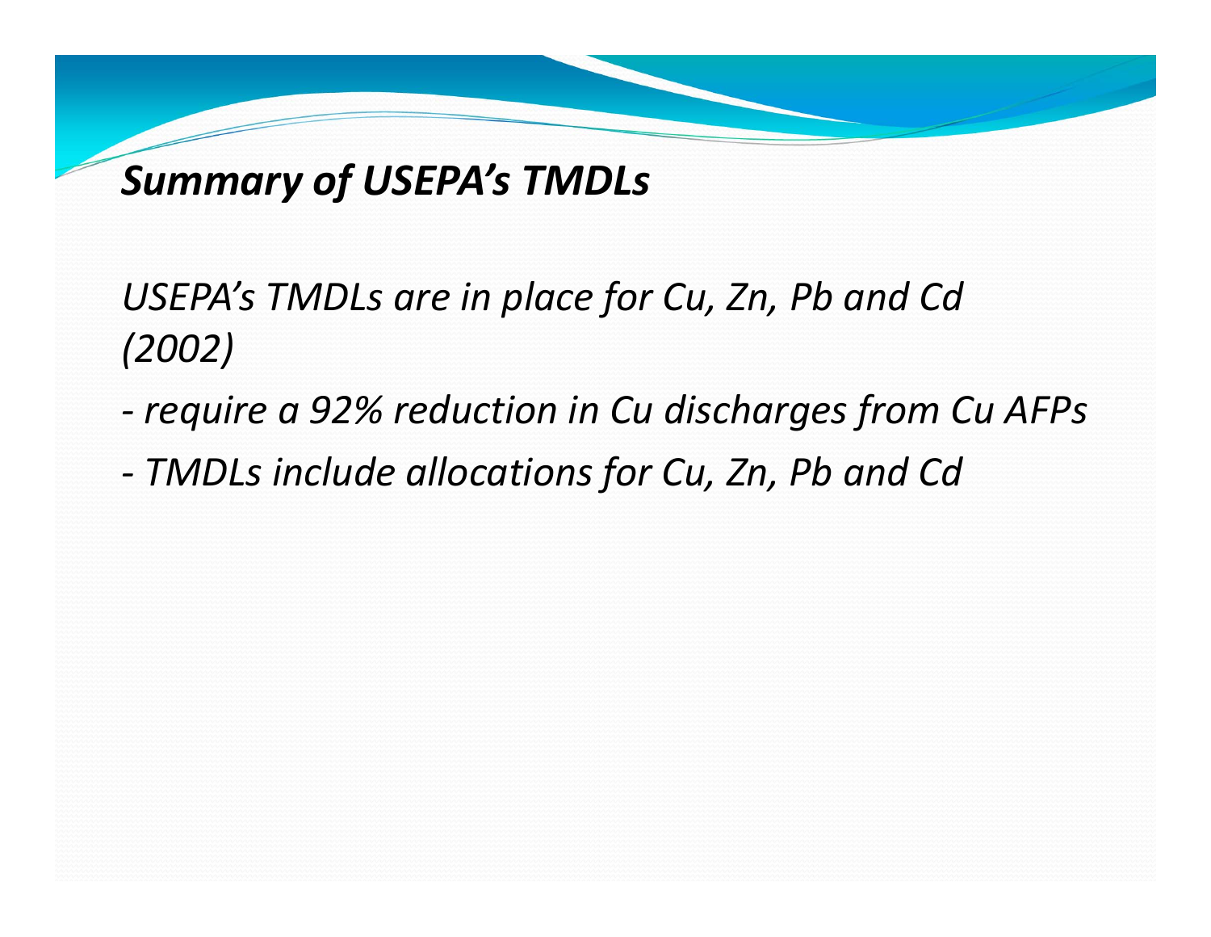## *Summary of USEPA's TMDLs*

*USEPA's TMDLs are in place for Cu, Zn, Pb and Cd (2002)*

- *require a 92% reduction in Cu discharges from Cu AFPs*
- *TMDLs include allocations for Cu, Zn, Pb and Cd*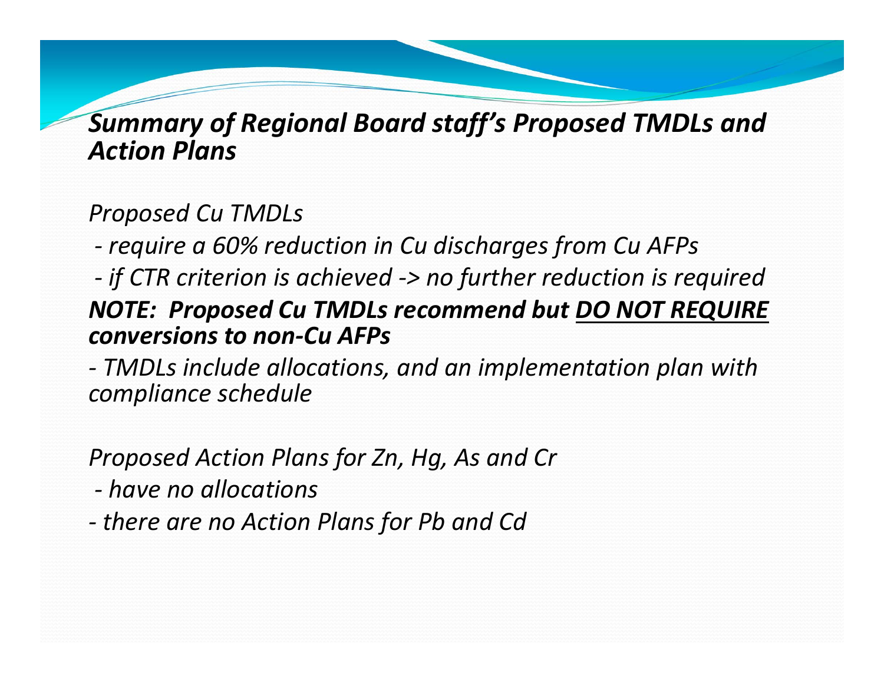## *Summary of Regional Board staff's Proposed TMDLs and Action Plans*

*Proposed Cu TMDLs*

*- require a 60% reduction in Cu discharges from Cu AFPs*

*- if CTR criterion is achieved -> no further reduction is required*

***NOTE: Proposed Cu TMDLs recommend but <u>DO NOT REQUIRE</u> conversions to non-Cu AFPs***

*- TMDLs include allocations, and an implementation plan with compliance schedule*

*Proposed Action Plans for Zn, Hg, As and Cr*

*- have no allocations*

*- there are no Action Plans for Pb and Cd*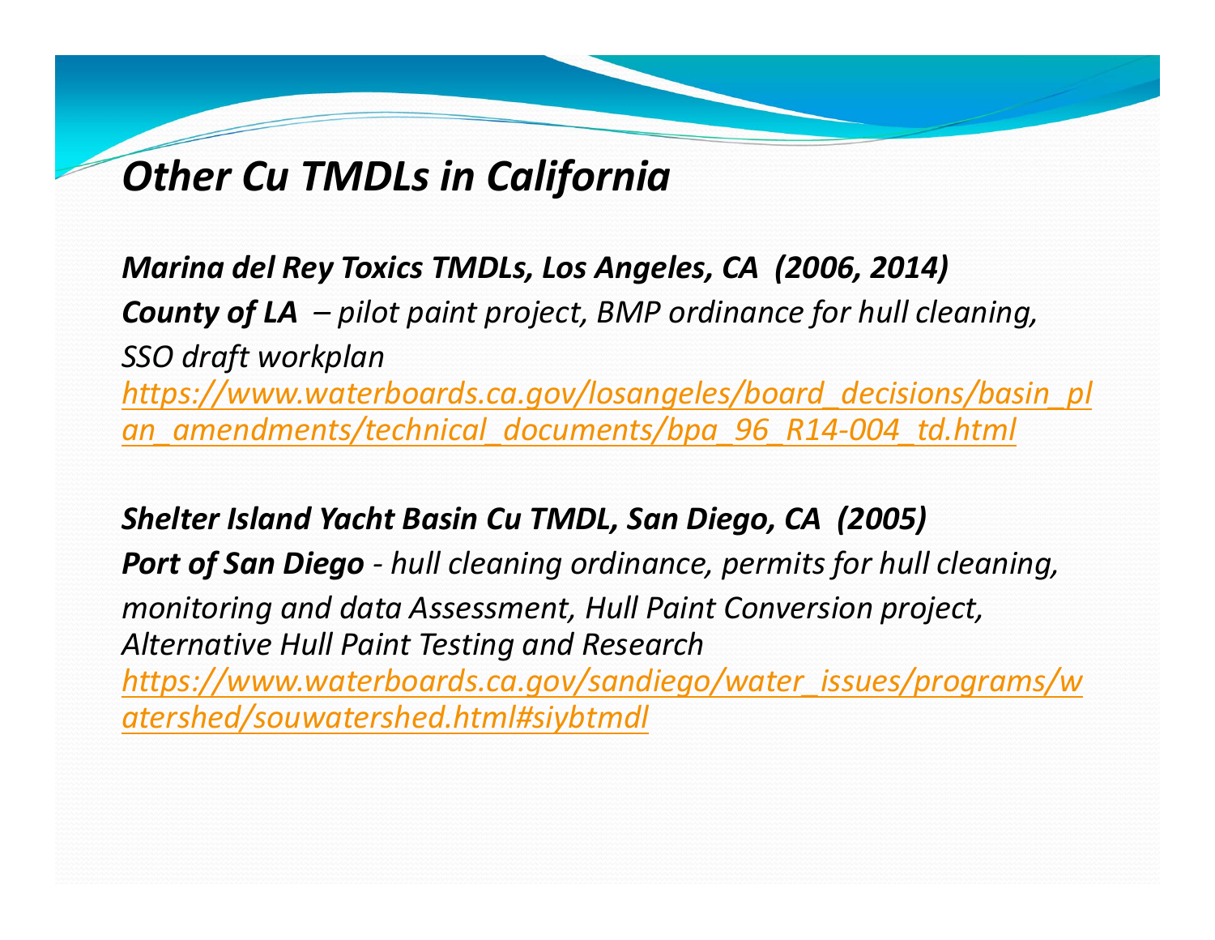# *Other Cu TMDLs in California*

***Marina del Rey Toxics TMDLs, Los Angeles, CA (2006, 2014)***

***County of LA*** *– pilot paint project, BMP ordinance for hull cleaning, SSO draft workplan*

*https://www.waterboards.ca.gov/losangeles/board_decisions/basin_plan_amendments/technical_documents/bpa_96_R14-004_td.html*

***Shelter Island Yacht Basin Cu TMDL, San Diego, CA (2005)***

***Port of San Diego*** *- hull cleaning ordinance, permits for hull cleaning, monitoring and data Assessment, Hull Paint Conversion project, Alternative Hull Paint Testing and Research*

*https://www.waterboards.ca.gov/sandiego/water_issues/programs/watershed/souwatershed.html#siybtmdl*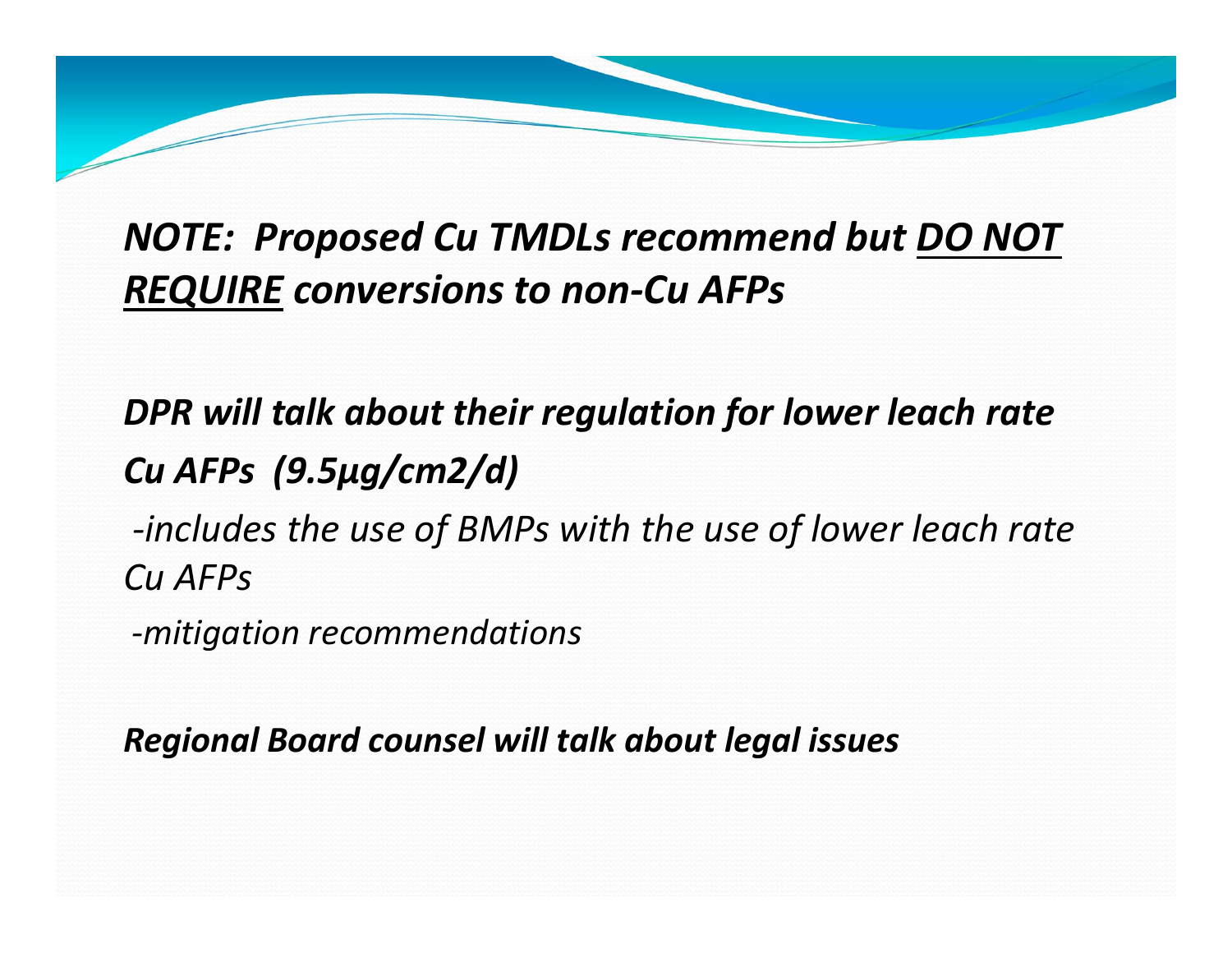***NOTE: Proposed Cu TMDLs recommend but <u>DO NOT REQUIRE</u> conversions to non-Cu AFPs***

***DPR will talk about their regulation for lower leach rate Cu AFPs (9.5µg/cm2/d)***

*-includes the use of BMPs with the use of lower leach rate Cu AFPs*

*-mitigation recommendations*

***Regional Board counsel will talk about legal issues***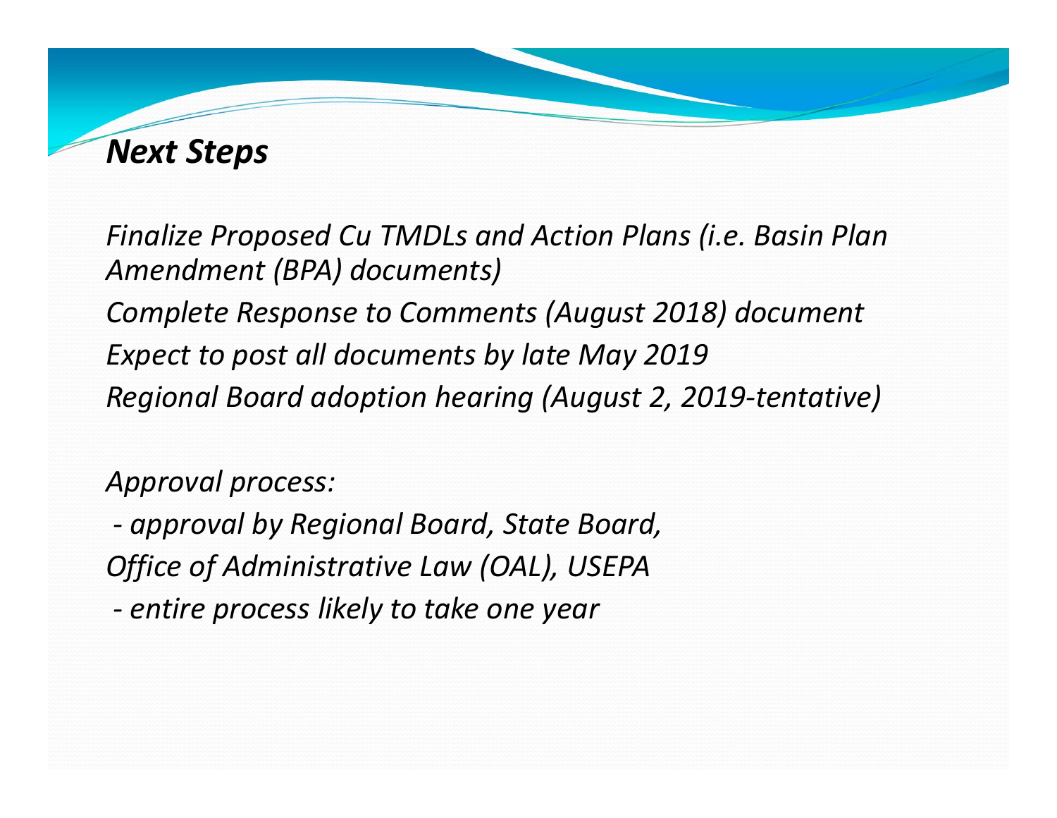## *Next Steps*

*Finalize Proposed Cu TMDLs and Action Plans (i.e. Basin Plan Amendment (BPA) documents)*

*Complete Response to Comments (August 2018) document*

*Expect to post all documents by late May 2019*

*Regional Board adoption hearing (August 2, 2019-tentative)*

*Approval process:*

*- approval by Regional Board, State Board, Office of Administrative Law (OAL), USEPA*

*- entire process likely to take one year*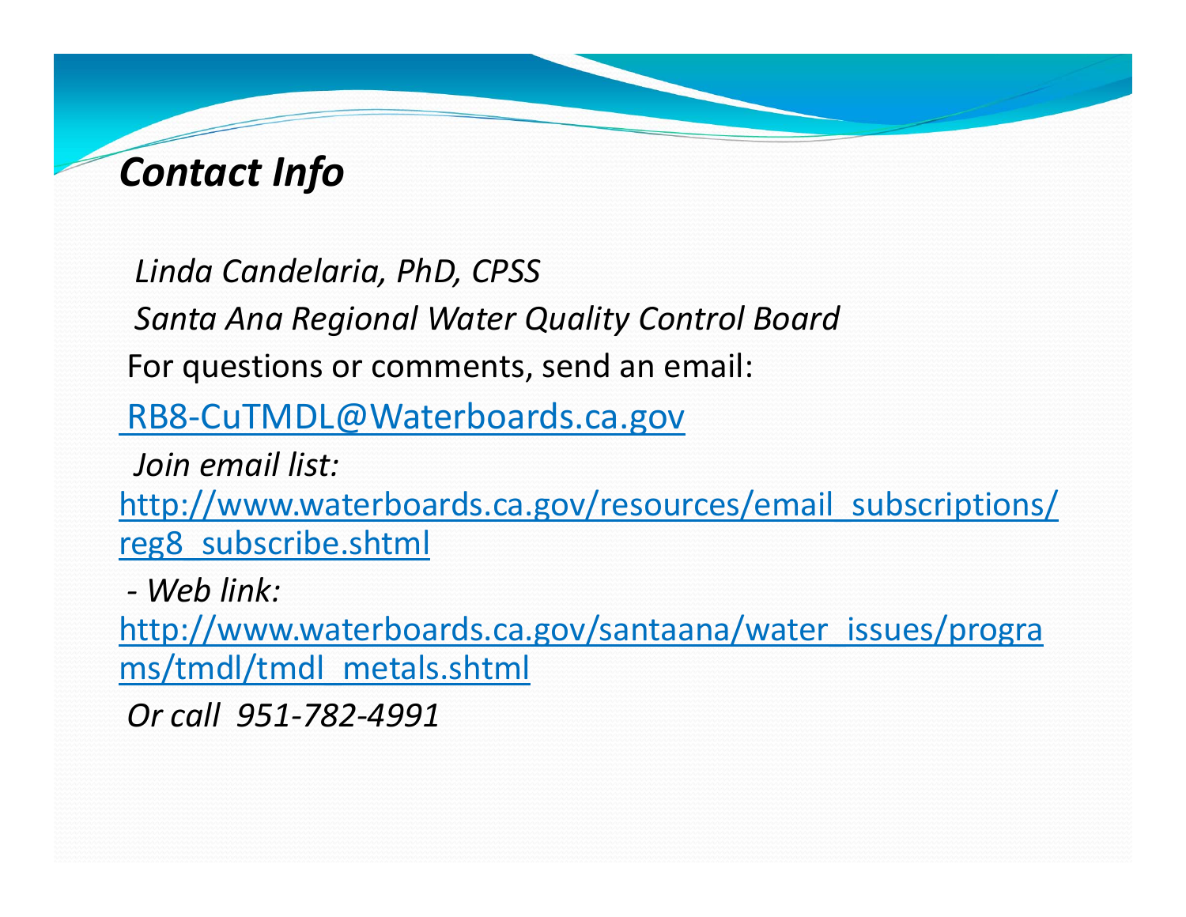## *Contact Info*

*Linda Candelaria, PhD, CPSS*

*Santa Ana Regional Water Quality Control Board*

For questions or comments, send an email:

RB8-CuTMDL@Waterboards.ca.gov

*Join email list:*

http://www.waterboards.ca.gov/resources/email_subscriptions/reg8_subscribe.shtml

*- Web link:*

http://www.waterboards.ca.gov/santaana/water_issues/programs/tmdl/tmdl_metals.shtml

*Or call 951-782-4991*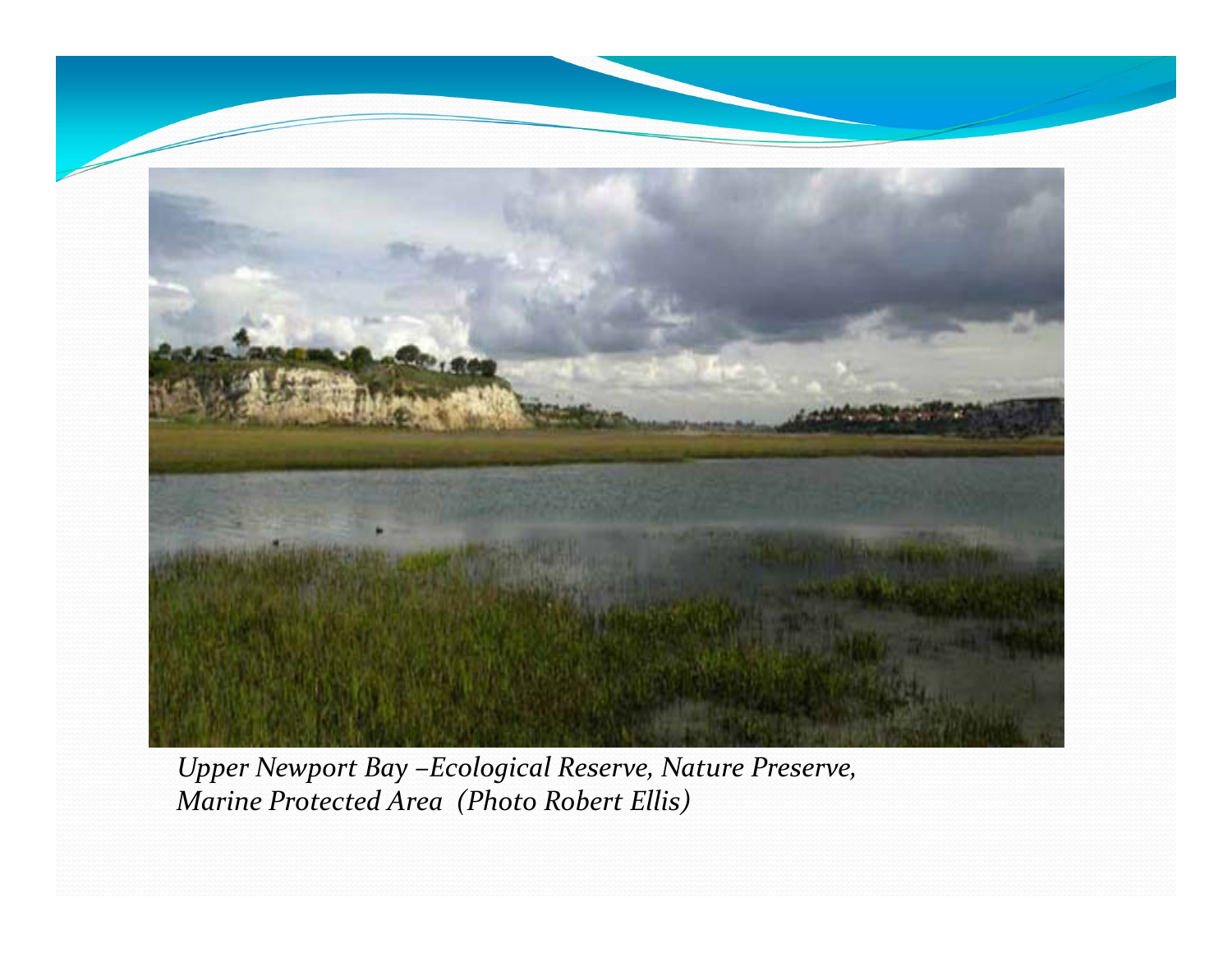*Upper Newport Bay –Ecological Reserve, Nature Preserve, Marine Protected Area (Photo Robert Ellis)*